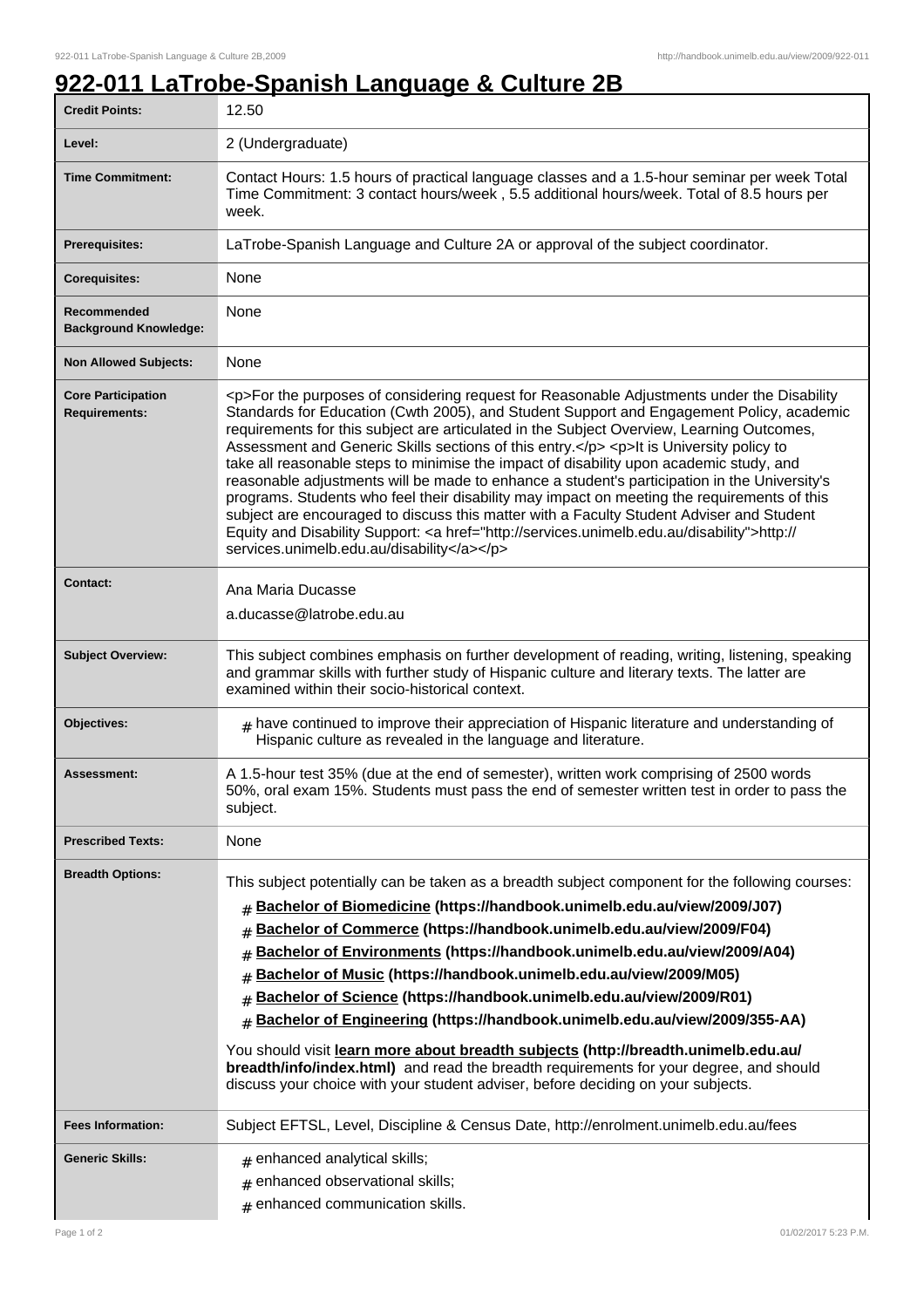# 922-011 LaTrobe-Spanish Language & Culture 2B

| | |
|---|---|
| **Credit Points:** | 12.50 |
| **Level:** | 2 (Undergraduate) |
| **Time Commitment:** | Contact Hours: 1.5 hours of practical language classes and a 1.5-hour seminar per week Total Time Commitment: 3 contact hours/week , 5.5 additional hours/week. Total of 8.5 hours per week. |
| **Prerequisites:** | LaTrobe-Spanish Language and Culture 2A or approval of the subject coordinator. |
| **Corequisites:** | None |
| **Recommended Background Knowledge:** | None |
| **Non Allowed Subjects:** | None |
| **Core Participation Requirements:** | <p>For the purposes of considering request for Reasonable Adjustments under the Disability Standards for Education (Cwth 2005), and Student Support and Engagement Policy, academic requirements for this subject are articulated in the Subject Overview, Learning Outcomes, Assessment and Generic Skills sections of this entry.</p> <p>It is University policy to take all reasonable steps to minimise the impact of disability upon academic study, and reasonable adjustments will be made to enhance a student's participation in the University's programs. Students who feel their disability may impact on meeting the requirements of this subject are encouraged to discuss this matter with a Faculty Student Adviser and Student Equity and Disability Support: <a href="http://services.unimelb.edu.au/disability">http://services.unimelb.edu.au/disability</a></p> |
| **Contact:** | Ana Maria Ducasse<br>a.ducasse@latrobe.edu.au |
| **Subject Overview:** | This subject combines emphasis on further development of reading, writing, listening, speaking and grammar skills with further study of Hispanic culture and literary texts. The latter are examined within their socio-historical context. |
| **Objectives:** | # have continued to improve their appreciation of Hispanic literature and understanding of Hispanic culture as revealed in the language and literature. |
| **Assessment:** | A 1.5-hour test 35% (due at the end of semester), written work comprising of 2500 words 50%, oral exam 15%. Students must pass the end of semester written test in order to pass the subject. |
| **Prescribed Texts:** | None |
| **Breadth Options:** | This subject potentially can be taken as a breadth subject component for the following courses:<br># **Bachelor of Biomedicine (https://handbook.unimelb.edu.au/view/2009/J07)**<br># **Bachelor of Commerce (https://handbook.unimelb.edu.au/view/2009/F04)**<br># **Bachelor of Environments (https://handbook.unimelb.edu.au/view/2009/A04)**<br># **Bachelor of Music (https://handbook.unimelb.edu.au/view/2009/M05)**<br># **Bachelor of Science (https://handbook.unimelb.edu.au/view/2009/R01)**<br># **Bachelor of Engineering (https://handbook.unimelb.edu.au/view/2009/355-AA)**<br>You should visit **learn more about breadth subjects (http://breadth.unimelb.edu.au/breadth/info/index.html)** and read the breadth requirements for your degree, and should discuss your choice with your student adviser, before deciding on your subjects. |
| **Fees Information:** | Subject EFTSL, Level, Discipline & Census Date, http://enrolment.unimelb.edu.au/fees |
| **Generic Skills:** | # enhanced analytical skills;<br># enhanced observational skills;<br># enhanced communication skills. |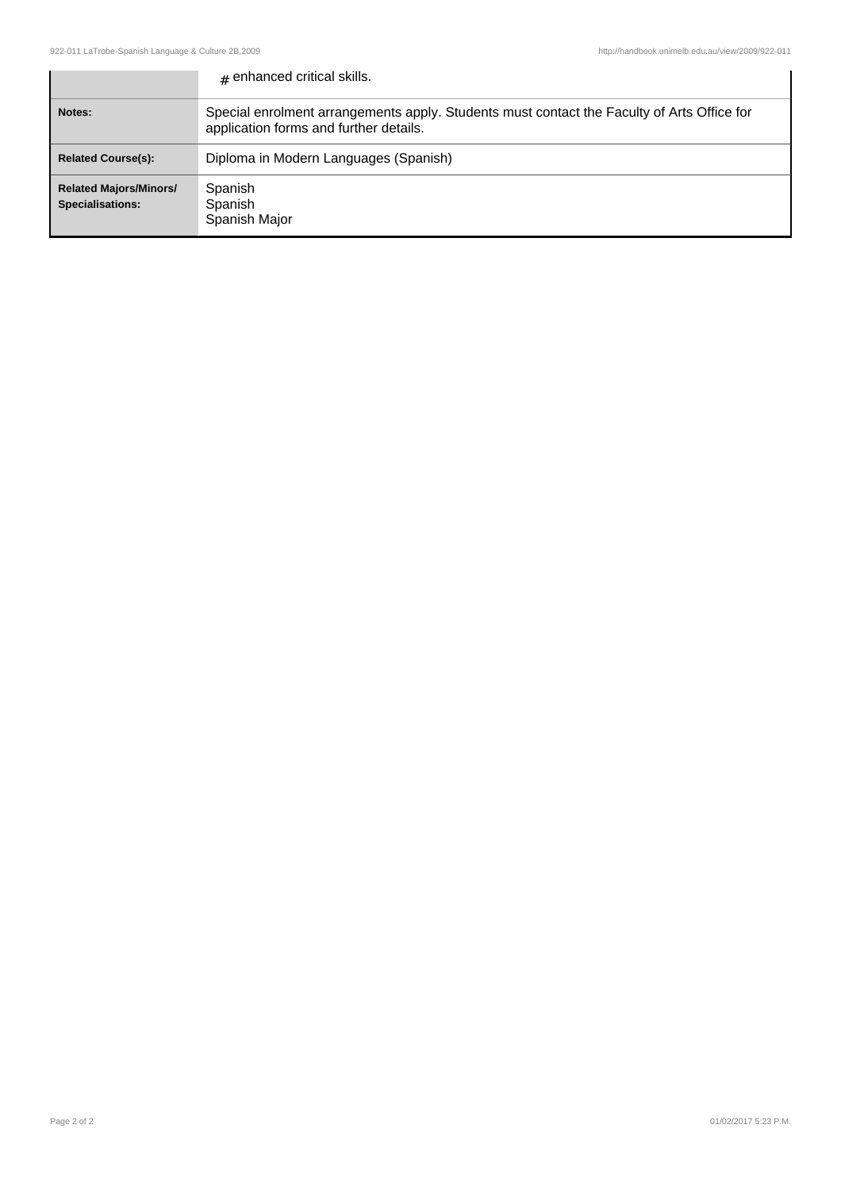| | |
|---|---|
| | # enhanced critical skills. |
| **Notes:** | Special enrolment arrangements apply. Students must contact the Faculty of Arts Office for application forms and further details. |
| **Related Course(s):** | Diploma in Modern Languages (Spanish) |
| **Related Majors/Minors/ Specialisations:** | Spanish<br>Spanish<br>Spanish Major |